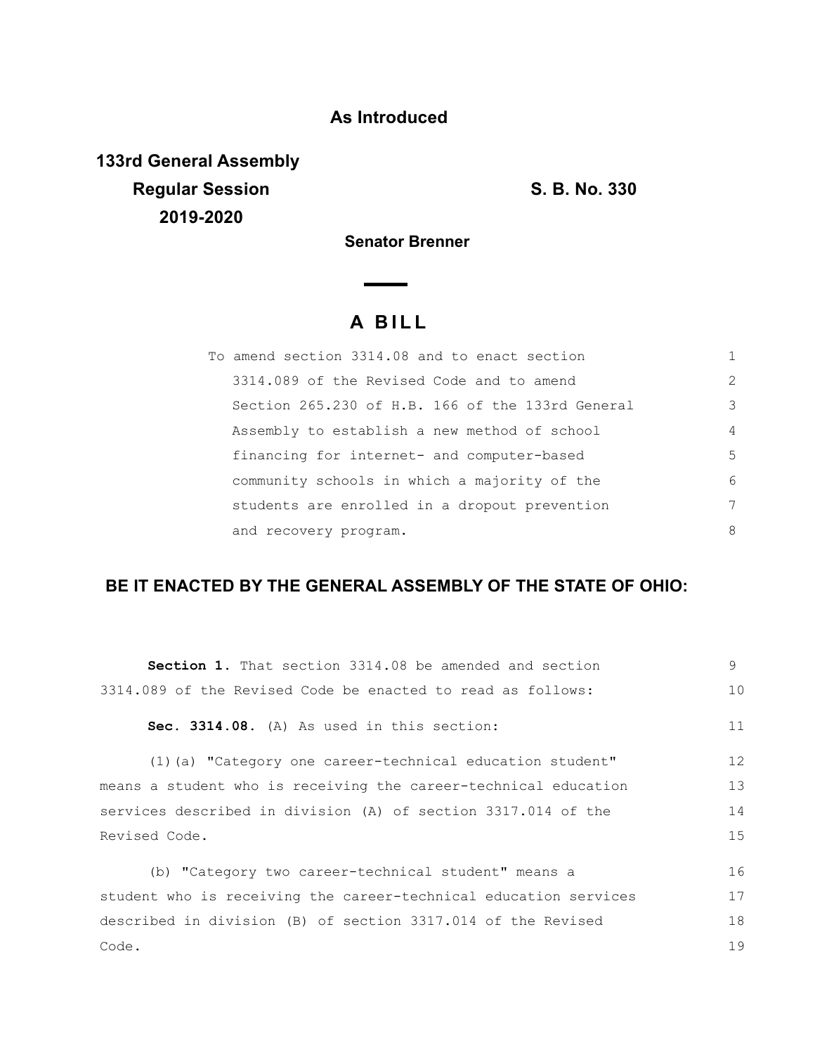**As Introduced**

**133rd General Assembly**
**Regular Session**
**2019-2020**

**S. B. No. 330**

**Senator Brenner**

# A BILL

To amend section 3314.08 and to enact section 3314.089 of the Revised Code and to amend Section 265.230 of H.B. 166 of the 133rd General Assembly to establish a new method of school financing for internet- and computer-based community schools in which a majority of the students are enrolled in a dropout prevention and recovery program.

**BE IT ENACTED BY THE GENERAL ASSEMBLY OF THE STATE OF OHIO:**

**Section 1.** That section 3314.08 be amended and section 3314.089 of the Revised Code be enacted to read as follows:

**Sec. 3314.08.** (A) As used in this section:

(1)(a) "Category one career-technical education student" means a student who is receiving the career-technical education services described in division (A) of section 3317.014 of the Revised Code.

(b) "Category two career-technical student" means a student who is receiving the career-technical education services described in division (B) of section 3317.014 of the Revised Code.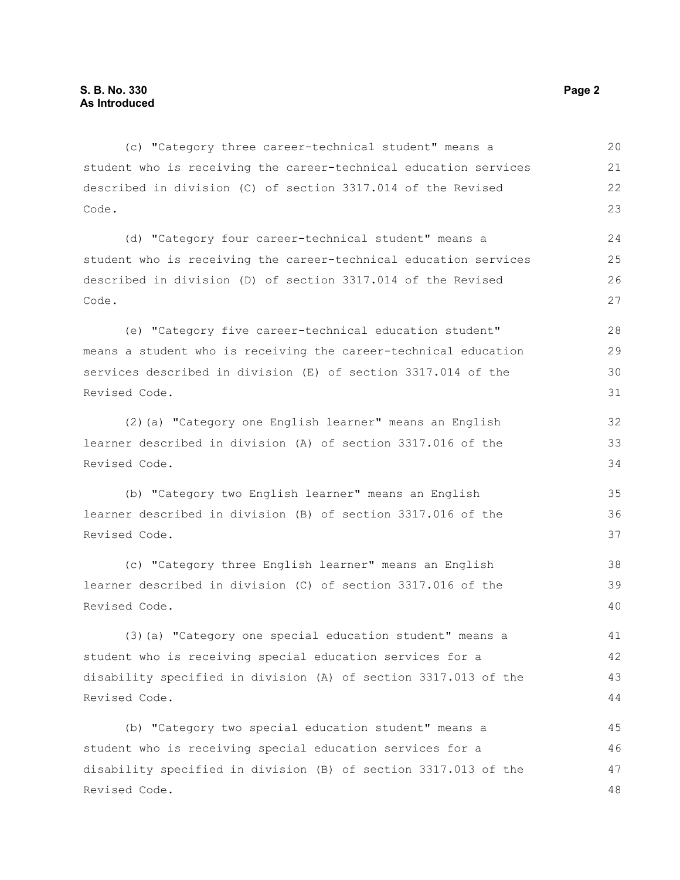(c) "Category three career-technical student" means a student who is receiving the career-technical education services described in division (C) of section 3317.014 of the Revised Code.

(d) "Category four career-technical student" means a student who is receiving the career-technical education services described in division (D) of section 3317.014 of the Revised Code.

(e) "Category five career-technical education student" means a student who is receiving the career-technical education services described in division (E) of section 3317.014 of the Revised Code.

(2)(a) "Category one English learner" means an English learner described in division (A) of section 3317.016 of the Revised Code.

(b) "Category two English learner" means an English learner described in division (B) of section 3317.016 of the Revised Code.

(c) "Category three English learner" means an English learner described in division (C) of section 3317.016 of the Revised Code.

(3)(a) "Category one special education student" means a student who is receiving special education services for a disability specified in division (A) of section 3317.013 of the Revised Code.

(b) "Category two special education student" means a student who is receiving special education services for a disability specified in division (B) of section 3317.013 of the Revised Code.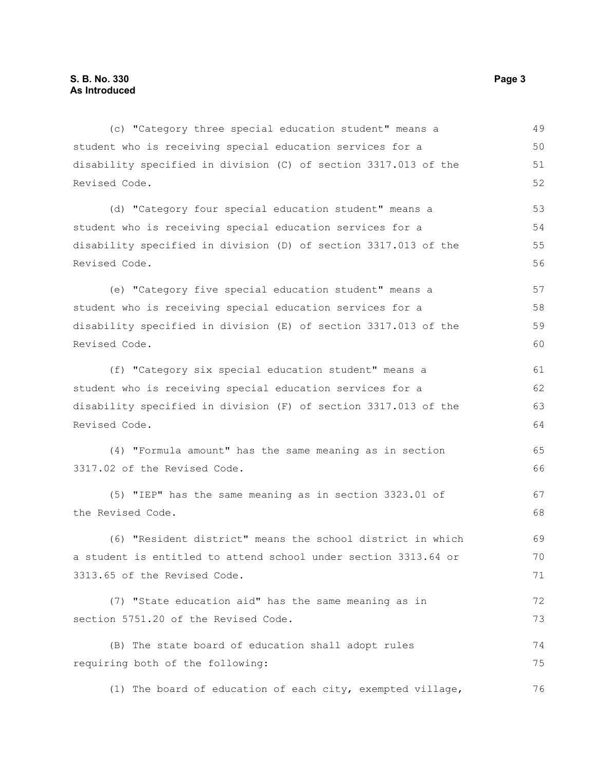(c) "Category three special education student" means a student who is receiving special education services for a disability specified in division (C) of section 3317.013 of the Revised Code.

(d) "Category four special education student" means a student who is receiving special education services for a disability specified in division (D) of section 3317.013 of the Revised Code.

(e) "Category five special education student" means a student who is receiving special education services for a disability specified in division (E) of section 3317.013 of the Revised Code.

(f) "Category six special education student" means a student who is receiving special education services for a disability specified in division (F) of section 3317.013 of the Revised Code.

(4) "Formula amount" has the same meaning as in section 3317.02 of the Revised Code.

(5) "IEP" has the same meaning as in section 3323.01 of the Revised Code.

(6) "Resident district" means the school district in which a student is entitled to attend school under section 3313.64 or 3313.65 of the Revised Code.

(7) "State education aid" has the same meaning as in section 5751.20 of the Revised Code.

(B) The state board of education shall adopt rules requiring both of the following:

(1) The board of education of each city, exempted village,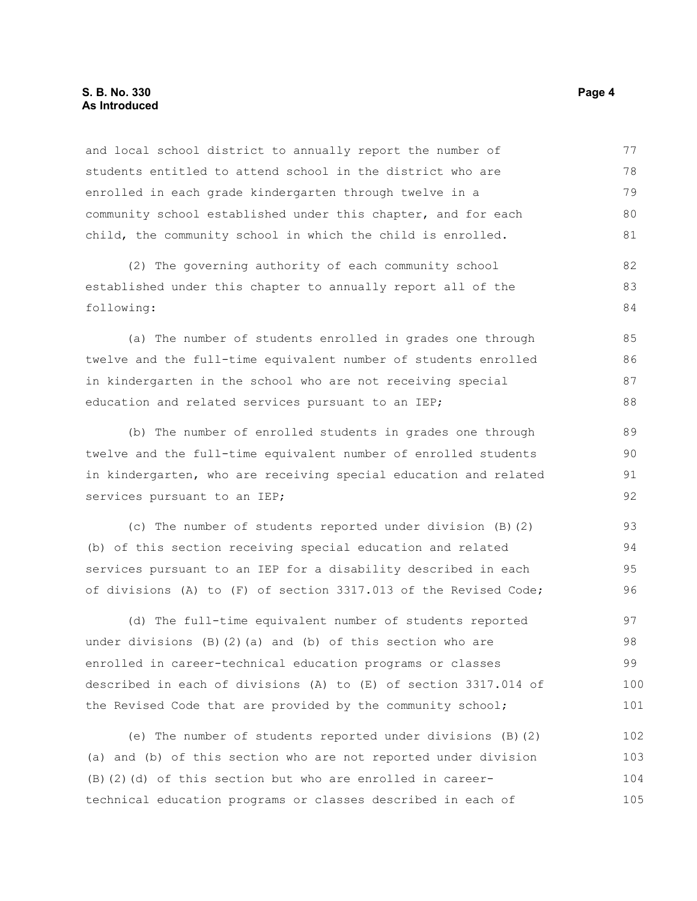and local school district to annually report the number of students entitled to attend school in the district who are enrolled in each grade kindergarten through twelve in a community school established under this chapter, and for each child, the community school in which the child is enrolled.

(2) The governing authority of each community school established under this chapter to annually report all of the following:

(a) The number of students enrolled in grades one through twelve and the full-time equivalent number of students enrolled in kindergarten in the school who are not receiving special education and related services pursuant to an IEP;

(b) The number of enrolled students in grades one through twelve and the full-time equivalent number of enrolled students in kindergarten, who are receiving special education and related services pursuant to an IEP;

(c) The number of students reported under division (B)(2)(b) of this section receiving special education and related services pursuant to an IEP for a disability described in each of divisions (A) to (F) of section 3317.013 of the Revised Code;

(d) The full-time equivalent number of students reported under divisions (B)(2)(a) and (b) of this section who are enrolled in career-technical education programs or classes described in each of divisions (A) to (E) of section 3317.014 of the Revised Code that are provided by the community school;

(e) The number of students reported under divisions (B)(2)(a) and (b) of this section who are not reported under division (B)(2)(d) of this section but who are enrolled in career-technical education programs or classes described in each of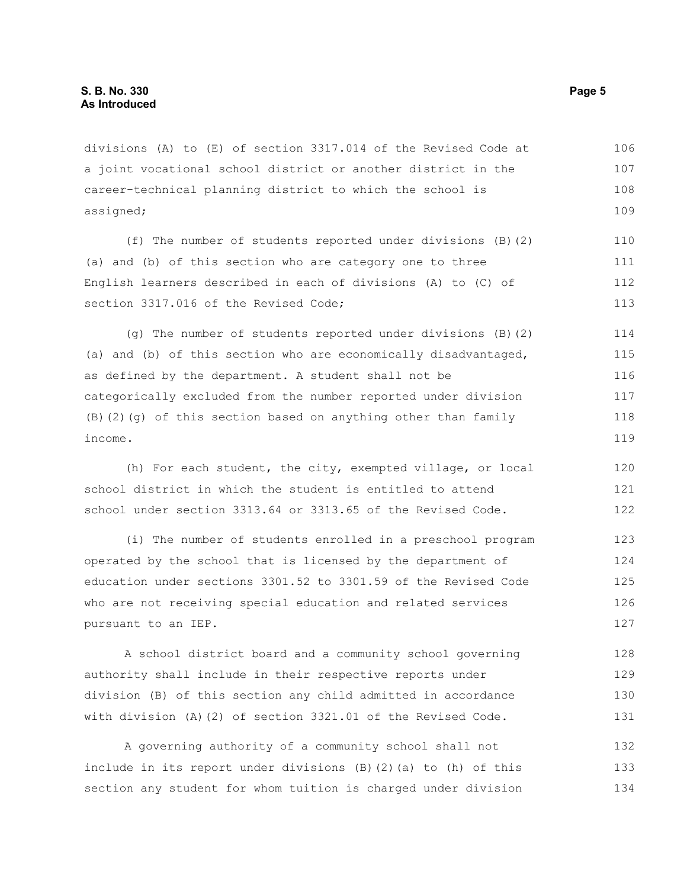divisions (A) to (E) of section 3317.014 of the Revised Code at a joint vocational school district or another district in the career-technical planning district to which the school is assigned;

(f) The number of students reported under divisions (B)(2)(a) and (b) of this section who are category one to three English learners described in each of divisions (A) to (C) of section 3317.016 of the Revised Code;

(g) The number of students reported under divisions (B)(2)(a) and (b) of this section who are economically disadvantaged, as defined by the department. A student shall not be categorically excluded from the number reported under division (B)(2)(g) of this section based on anything other than family income.

(h) For each student, the city, exempted village, or local school district in which the student is entitled to attend school under section 3313.64 or 3313.65 of the Revised Code.

(i) The number of students enrolled in a preschool program operated by the school that is licensed by the department of education under sections 3301.52 to 3301.59 of the Revised Code who are not receiving special education and related services pursuant to an IEP.

A school district board and a community school governing authority shall include in their respective reports under division (B) of this section any child admitted in accordance with division (A)(2) of section 3321.01 of the Revised Code.

A governing authority of a community school shall not include in its report under divisions (B)(2)(a) to (h) of this section any student for whom tuition is charged under division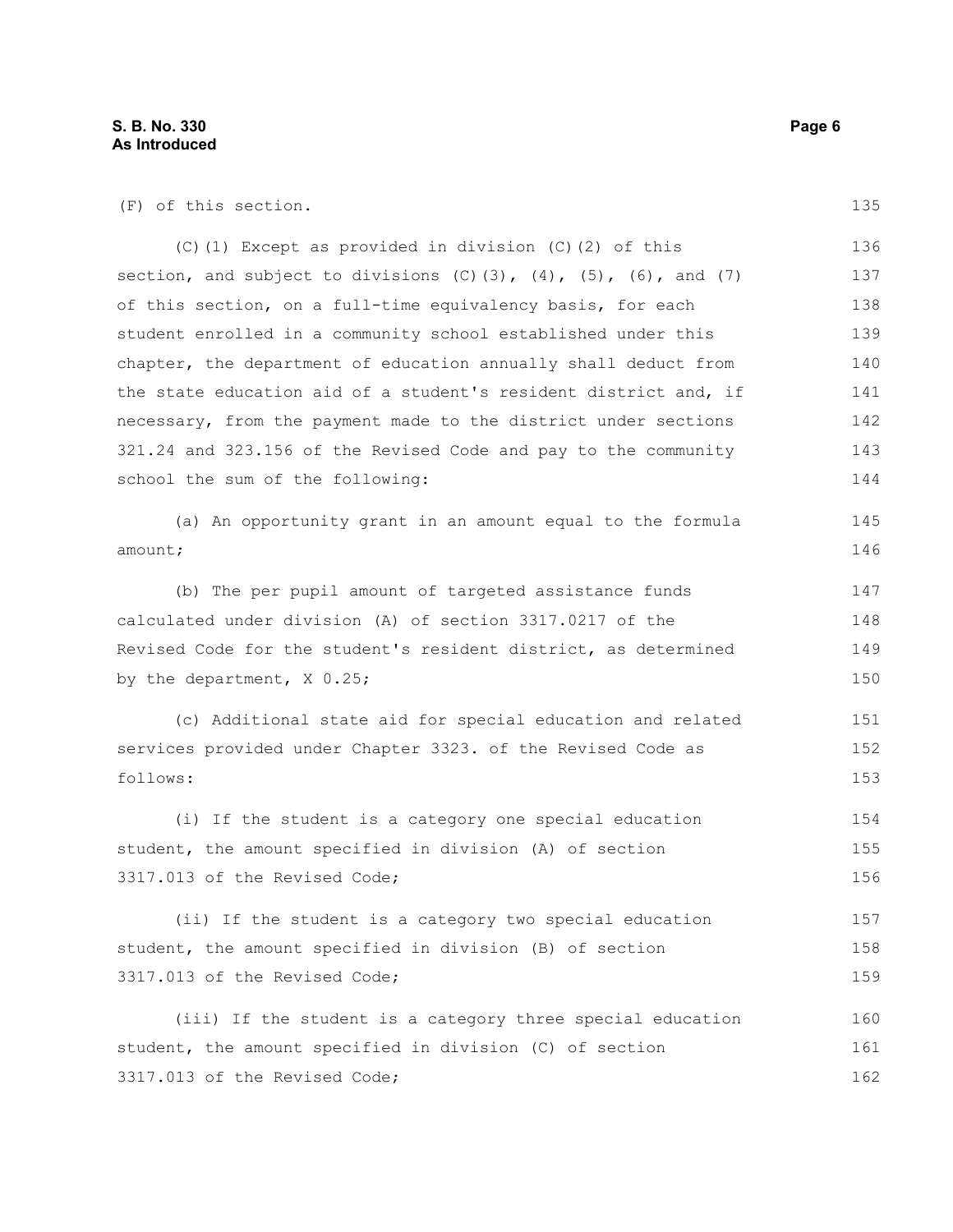(F) of this section.

(C)(1) Except as provided in division (C)(2) of this section, and subject to divisions (C)(3), (4), (5), (6), and (7) of this section, on a full-time equivalency basis, for each student enrolled in a community school established under this chapter, the department of education annually shall deduct from the state education aid of a student's resident district and, if necessary, from the payment made to the district under sections 321.24 and 323.156 of the Revised Code and pay to the community school the sum of the following:

(a) An opportunity grant in an amount equal to the formula amount;

(b) The per pupil amount of targeted assistance funds calculated under division (A) of section 3317.0217 of the Revised Code for the student's resident district, as determined by the department, X 0.25;

(c) Additional state aid for special education and related services provided under Chapter 3323. of the Revised Code as follows:

(i) If the student is a category one special education student, the amount specified in division (A) of section 3317.013 of the Revised Code;

(ii) If the student is a category two special education student, the amount specified in division (B) of section 3317.013 of the Revised Code;

(iii) If the student is a category three special education student, the amount specified in division (C) of section 3317.013 of the Revised Code;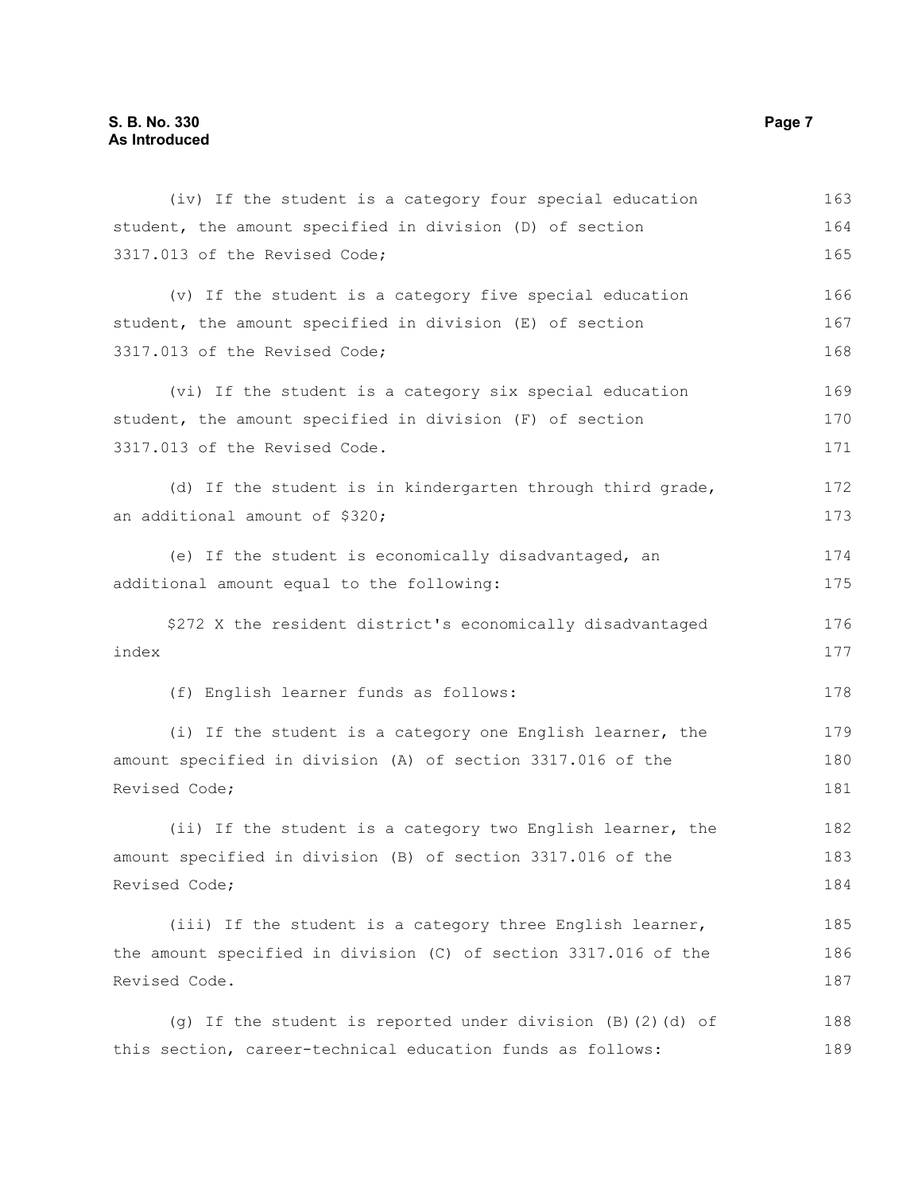(iv) If the student is a category four special education student, the amount specified in division (D) of section 3317.013 of the Revised Code;

(v) If the student is a category five special education student, the amount specified in division (E) of section 3317.013 of the Revised Code;

(vi) If the student is a category six special education student, the amount specified in division (F) of section 3317.013 of the Revised Code.

(d) If the student is in kindergarten through third grade, an additional amount of $320;

(e) If the student is economically disadvantaged, an additional amount equal to the following:

$272 X the resident district's economically disadvantaged index

(f) English learner funds as follows:

(i) If the student is a category one English learner, the amount specified in division (A) of section 3317.016 of the Revised Code;

(ii) If the student is a category two English learner, the amount specified in division (B) of section 3317.016 of the Revised Code;

(iii) If the student is a category three English learner, the amount specified in division (C) of section 3317.016 of the Revised Code.

(g) If the student is reported under division (B)(2)(d) of this section, career-technical education funds as follows: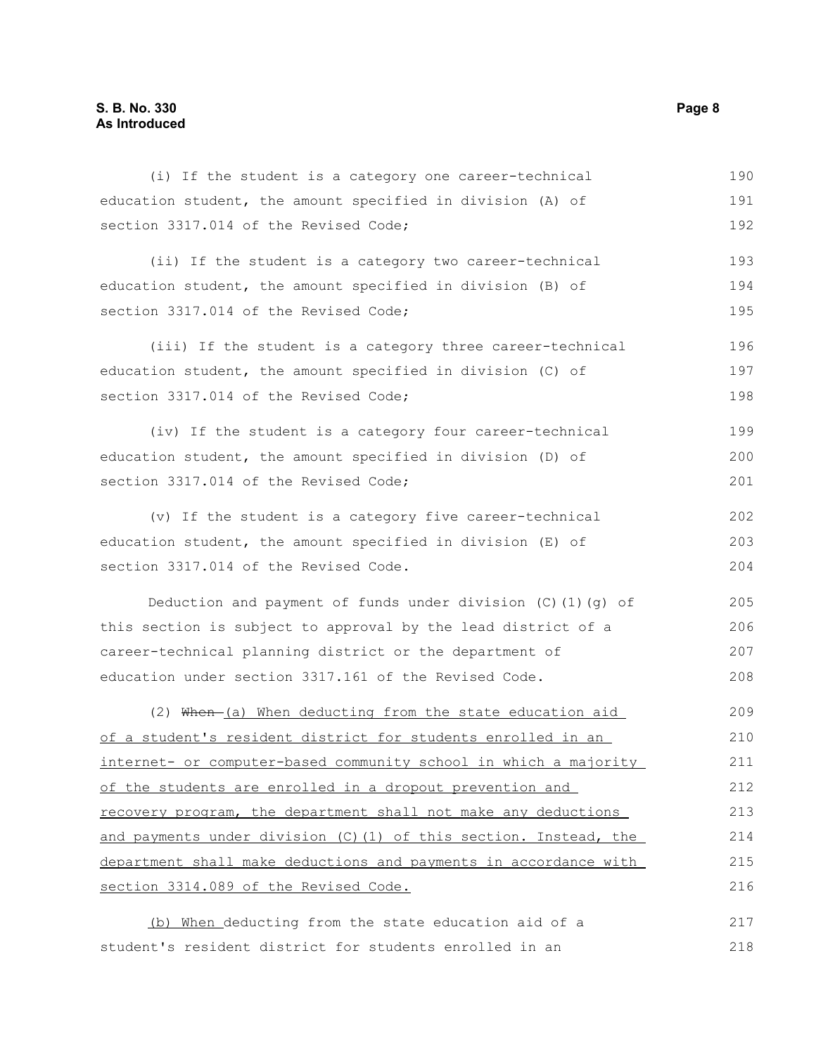(i) If the student is a category one career-technical education student, the amount specified in division (A) of section 3317.014 of the Revised Code;

(ii) If the student is a category two career-technical education student, the amount specified in division (B) of section 3317.014 of the Revised Code;

(iii) If the student is a category three career-technical education student, the amount specified in division (C) of section 3317.014 of the Revised Code;

(iv) If the student is a category four career-technical education student, the amount specified in division (D) of section 3317.014 of the Revised Code;

(v) If the student is a category five career-technical education student, the amount specified in division (E) of section 3317.014 of the Revised Code.

Deduction and payment of funds under division (C)(1)(g) of this section is subject to approval by the lead district of a career-technical planning district or the department of education under section 3317.161 of the Revised Code.

(2) ~~When~~ (a) When deducting from the state education aid of a student's resident district for students enrolled in an internet- or computer-based community school in which a majority of the students are enrolled in a dropout prevention and recovery program, the department shall not make any deductions and payments under division (C)(1) of this section. Instead, the department shall make deductions and payments in accordance with section 3314.089 of the Revised Code.

(b) When deducting from the state education aid of a student's resident district for students enrolled in an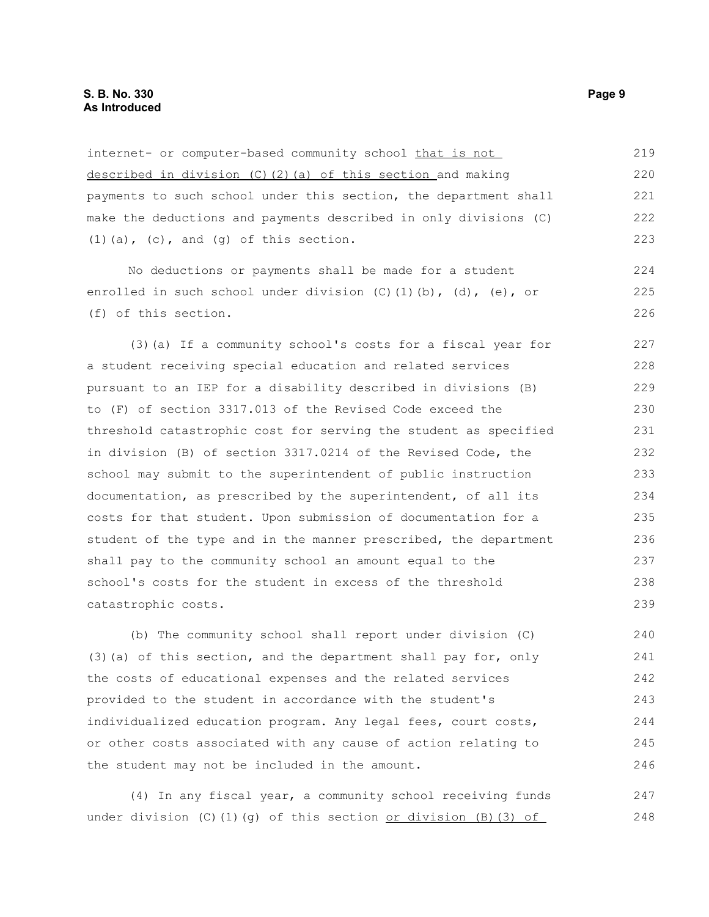internet- or computer-based community school that is not described in division (C)(2)(a) of this section and making payments to such school under this section, the department shall make the deductions and payments described in only divisions (C)(1)(a), (c), and (g) of this section.

No deductions or payments shall be made for a student enrolled in such school under division (C)(1)(b), (d), (e), or (f) of this section.

(3)(a) If a community school's costs for a fiscal year for a student receiving special education and related services pursuant to an IEP for a disability described in divisions (B) to (F) of section 3317.013 of the Revised Code exceed the threshold catastrophic cost for serving the student as specified in division (B) of section 3317.0214 of the Revised Code, the school may submit to the superintendent of public instruction documentation, as prescribed by the superintendent, of all its costs for that student. Upon submission of documentation for a student of the type and in the manner prescribed, the department shall pay to the community school an amount equal to the school's costs for the student in excess of the threshold catastrophic costs.

(b) The community school shall report under division (C)(3)(a) of this section, and the department shall pay for, only the costs of educational expenses and the related services provided to the student in accordance with the student's individualized education program. Any legal fees, court costs, or other costs associated with any cause of action relating to the student may not be included in the amount.

(4) In any fiscal year, a community school receiving funds under division (C)(1)(g) of this section or division (B)(3) of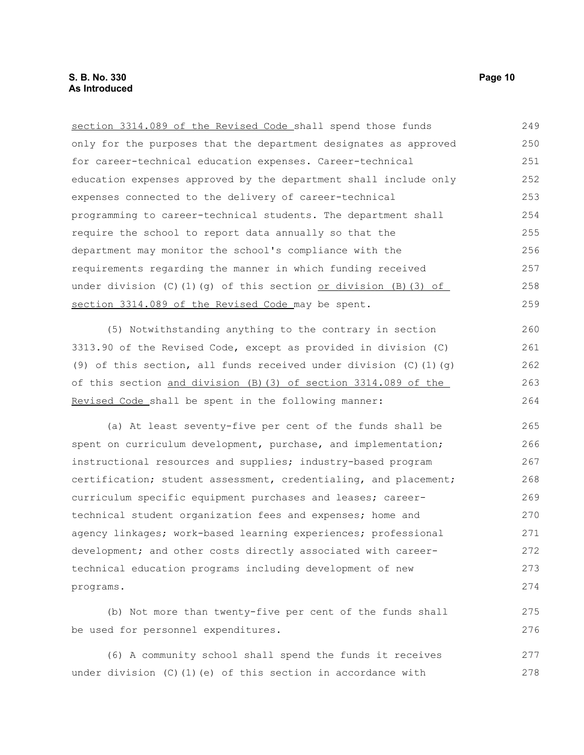section 3314.089 of the Revised Code shall spend those funds only for the purposes that the department designates as approved for career-technical education expenses. Career-technical education expenses approved by the department shall include only expenses connected to the delivery of career-technical programming to career-technical students. The department shall require the school to report data annually so that the department may monitor the school's compliance with the requirements regarding the manner in which funding received under division (C)(1)(g) of this section or division (B)(3) of section 3314.089 of the Revised Code may be spent.

(5) Notwithstanding anything to the contrary in section 3313.90 of the Revised Code, except as provided in division (C)(9) of this section, all funds received under division (C)(1)(g) of this section and division (B)(3) of section 3314.089 of the Revised Code shall be spent in the following manner:

(a) At least seventy-five per cent of the funds shall be spent on curriculum development, purchase, and implementation; instructional resources and supplies; industry-based program certification; student assessment, credentialing, and placement; curriculum specific equipment purchases and leases; career-technical student organization fees and expenses; home and agency linkages; work-based learning experiences; professional development; and other costs directly associated with career-technical education programs including development of new programs.

(b) Not more than twenty-five per cent of the funds shall be used for personnel expenditures.

(6) A community school shall spend the funds it receives under division (C)(1)(e) of this section in accordance with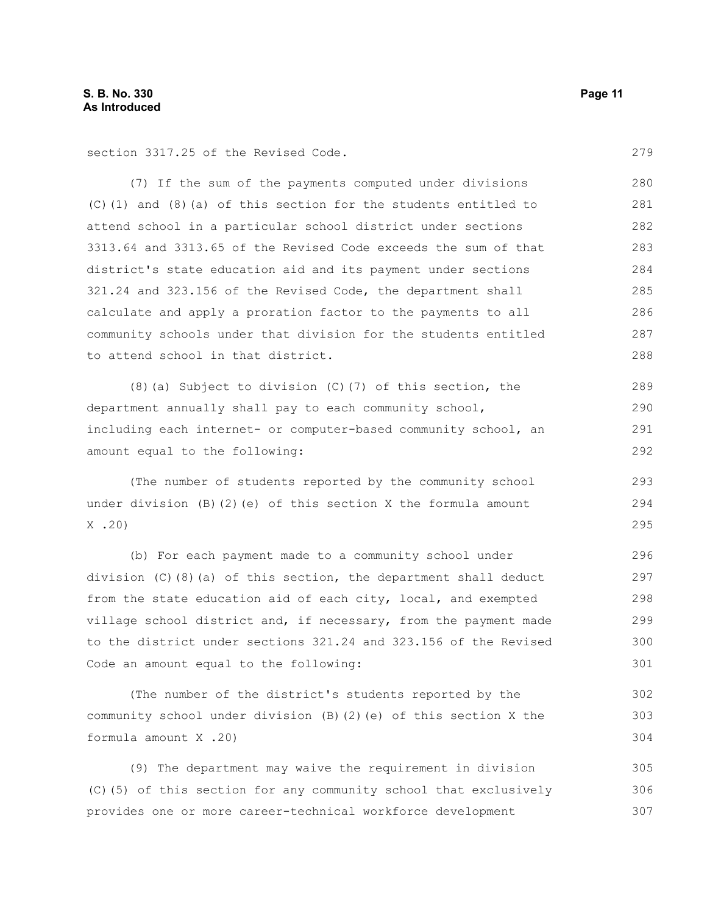section 3317.25 of the Revised Code.

(7) If the sum of the payments computed under divisions (C)(1) and (8)(a) of this section for the students entitled to attend school in a particular school district under sections 3313.64 and 3313.65 of the Revised Code exceeds the sum of that district's state education aid and its payment under sections 321.24 and 323.156 of the Revised Code, the department shall calculate and apply a proration factor to the payments to all community schools under that division for the students entitled to attend school in that district.

(8)(a) Subject to division (C)(7) of this section, the department annually shall pay to each community school, including each internet- or computer-based community school, an amount equal to the following:

(The number of students reported by the community school under division (B)(2)(e) of this section X the formula amount X .20)

(b) For each payment made to a community school under division (C)(8)(a) of this section, the department shall deduct from the state education aid of each city, local, and exempted village school district and, if necessary, from the payment made to the district under sections 321.24 and 323.156 of the Revised Code an amount equal to the following:

(The number of the district's students reported by the community school under division (B)(2)(e) of this section X the formula amount X .20)

(9) The department may waive the requirement in division (C)(5) of this section for any community school that exclusively provides one or more career-technical workforce development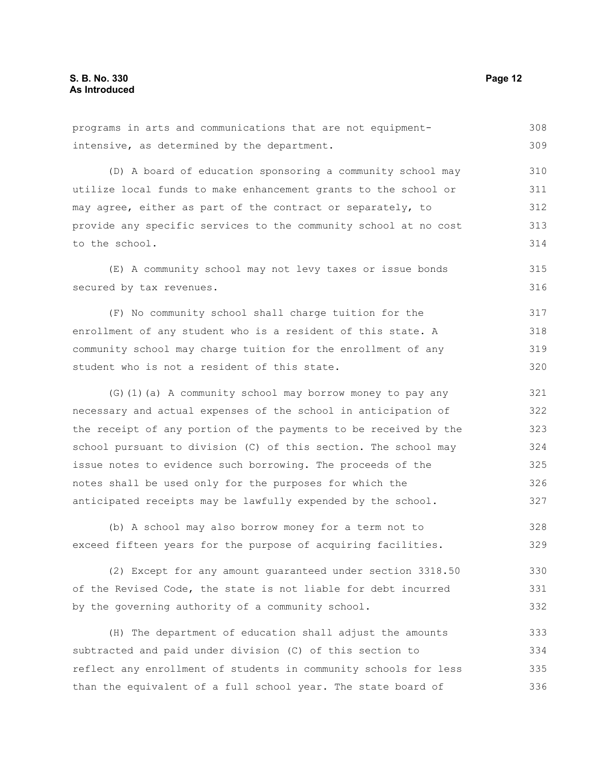programs in arts and communications that are not equipment-intensive, as determined by the department.

(D) A board of education sponsoring a community school may utilize local funds to make enhancement grants to the school or may agree, either as part of the contract or separately, to provide any specific services to the community school at no cost to the school.

(E) A community school may not levy taxes or issue bonds secured by tax revenues.

(F) No community school shall charge tuition for the enrollment of any student who is a resident of this state. A community school may charge tuition for the enrollment of any student who is not a resident of this state.

(G)(1)(a) A community school may borrow money to pay any necessary and actual expenses of the school in anticipation of the receipt of any portion of the payments to be received by the school pursuant to division (C) of this section. The school may issue notes to evidence such borrowing. The proceeds of the notes shall be used only for the purposes for which the anticipated receipts may be lawfully expended by the school.

(b) A school may also borrow money for a term not to exceed fifteen years for the purpose of acquiring facilities.

(2) Except for any amount guaranteed under section 3318.50 of the Revised Code, the state is not liable for debt incurred by the governing authority of a community school.

(H) The department of education shall adjust the amounts subtracted and paid under division (C) of this section to reflect any enrollment of students in community schools for less than the equivalent of a full school year. The state board of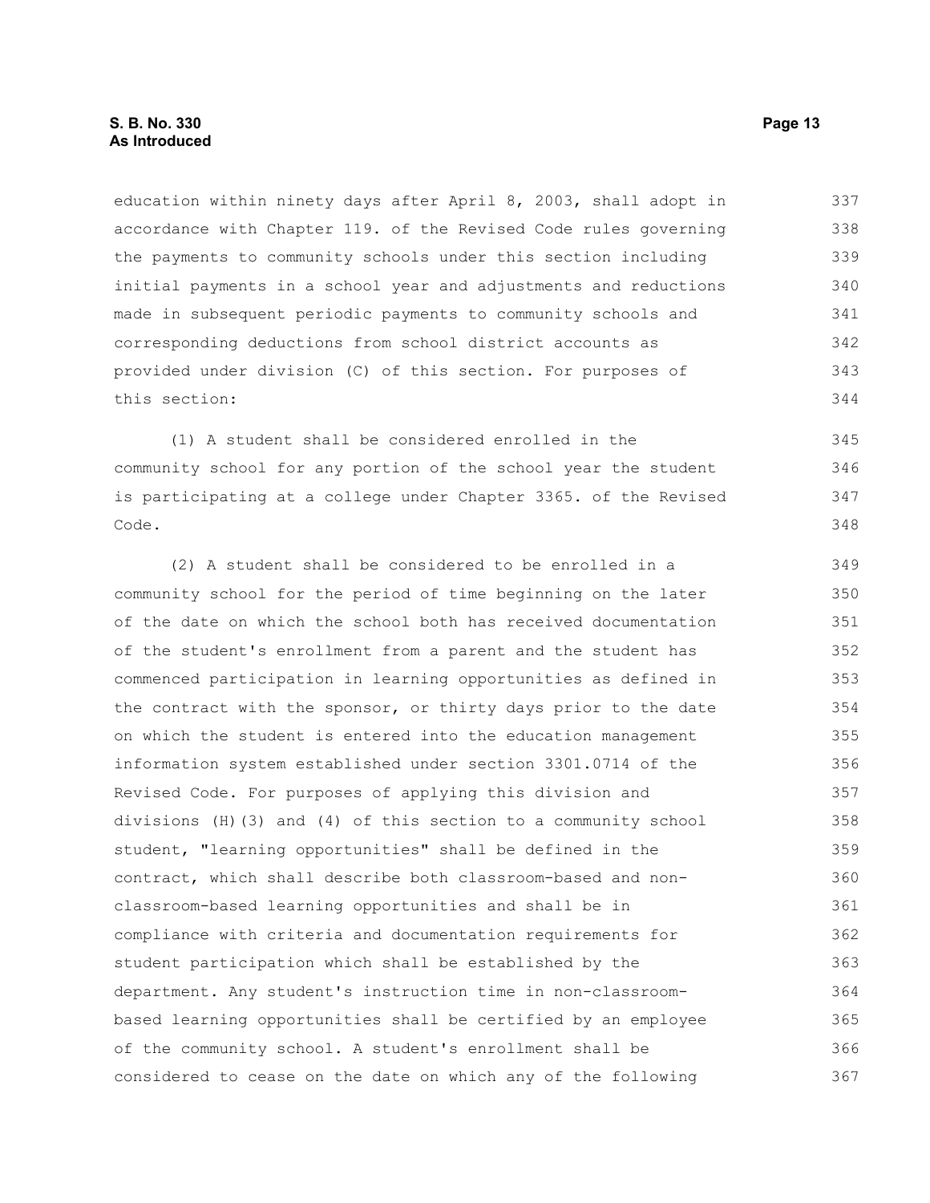education within ninety days after April 8, 2003, shall adopt in accordance with Chapter 119. of the Revised Code rules governing the payments to community schools under this section including initial payments in a school year and adjustments and reductions made in subsequent periodic payments to community schools and corresponding deductions from school district accounts as provided under division (C) of this section. For purposes of this section:

(1) A student shall be considered enrolled in the community school for any portion of the school year the student is participating at a college under Chapter 3365. of the Revised Code.

(2) A student shall be considered to be enrolled in a community school for the period of time beginning on the later of the date on which the school both has received documentation of the student's enrollment from a parent and the student has commenced participation in learning opportunities as defined in the contract with the sponsor, or thirty days prior to the date on which the student is entered into the education management information system established under section 3301.0714 of the Revised Code. For purposes of applying this division and divisions (H)(3) and (4) of this section to a community school student, "learning opportunities" shall be defined in the contract, which shall describe both classroom-based and non-classroom-based learning opportunities and shall be in compliance with criteria and documentation requirements for student participation which shall be established by the department. Any student's instruction time in non-classroom-based learning opportunities shall be certified by an employee of the community school. A student's enrollment shall be considered to cease on the date on which any of the following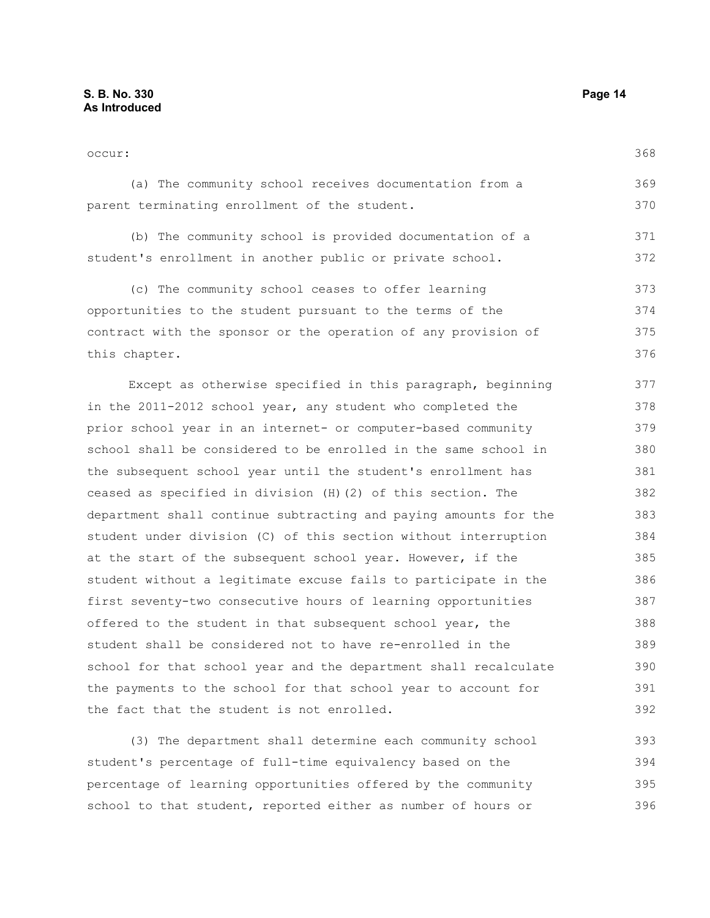occur:

(a) The community school receives documentation from a parent terminating enrollment of the student.

(b) The community school is provided documentation of a student's enrollment in another public or private school.

(c) The community school ceases to offer learning opportunities to the student pursuant to the terms of the contract with the sponsor or the operation of any provision of this chapter.

Except as otherwise specified in this paragraph, beginning in the 2011-2012 school year, any student who completed the prior school year in an internet- or computer-based community school shall be considered to be enrolled in the same school in the subsequent school year until the student's enrollment has ceased as specified in division (H)(2) of this section. The department shall continue subtracting and paying amounts for the student under division (C) of this section without interruption at the start of the subsequent school year. However, if the student without a legitimate excuse fails to participate in the first seventy-two consecutive hours of learning opportunities offered to the student in that subsequent school year, the student shall be considered not to have re-enrolled in the school for that school year and the department shall recalculate the payments to the school for that school year to account for the fact that the student is not enrolled.

(3) The department shall determine each community school student's percentage of full-time equivalency based on the percentage of learning opportunities offered by the community school to that student, reported either as number of hours or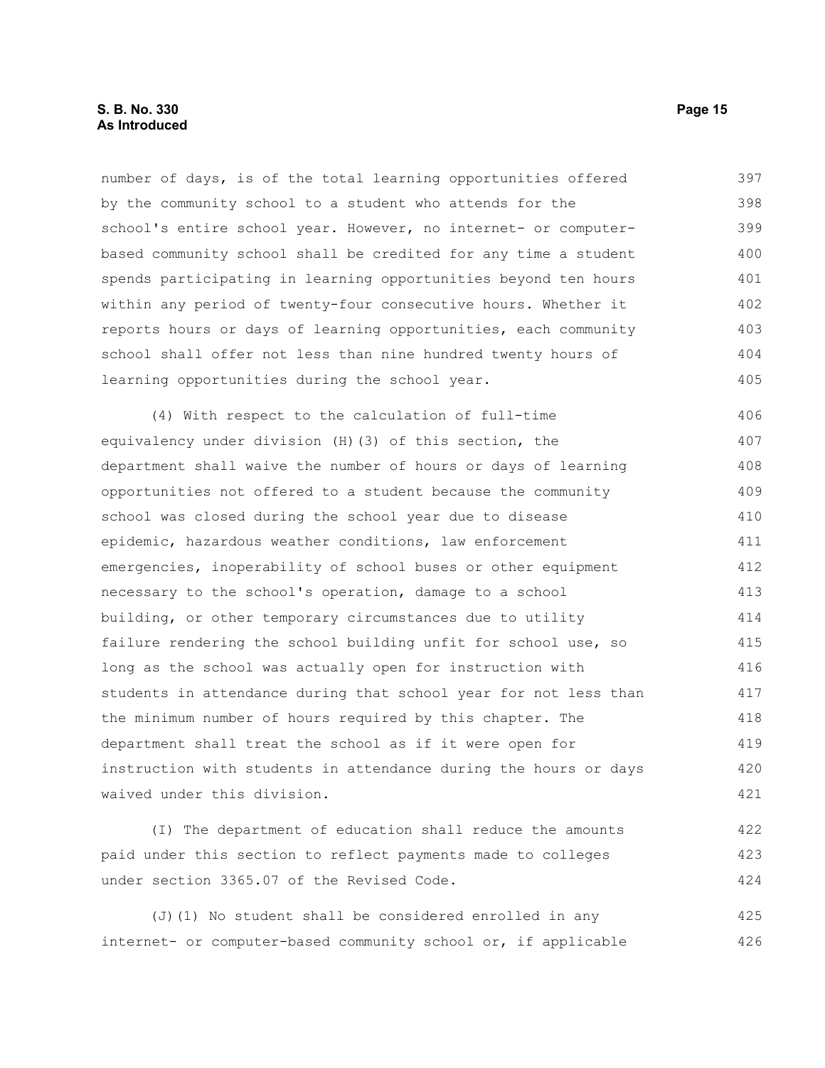number of days, is of the total learning opportunities offered by the community school to a student who attends for the school's entire school year. However, no internet- or computer-based community school shall be credited for any time a student spends participating in learning opportunities beyond ten hours within any period of twenty-four consecutive hours. Whether it reports hours or days of learning opportunities, each community school shall offer not less than nine hundred twenty hours of learning opportunities during the school year.

(4) With respect to the calculation of full-time equivalency under division (H)(3) of this section, the department shall waive the number of hours or days of learning opportunities not offered to a student because the community school was closed during the school year due to disease epidemic, hazardous weather conditions, law enforcement emergencies, inoperability of school buses or other equipment necessary to the school's operation, damage to a school building, or other temporary circumstances due to utility failure rendering the school building unfit for school use, so long as the school was actually open for instruction with students in attendance during that school year for not less than the minimum number of hours required by this chapter. The department shall treat the school as if it were open for instruction with students in attendance during the hours or days waived under this division.

(I) The department of education shall reduce the amounts paid under this section to reflect payments made to colleges under section 3365.07 of the Revised Code.

(J)(1) No student shall be considered enrolled in any internet- or computer-based community school or, if applicable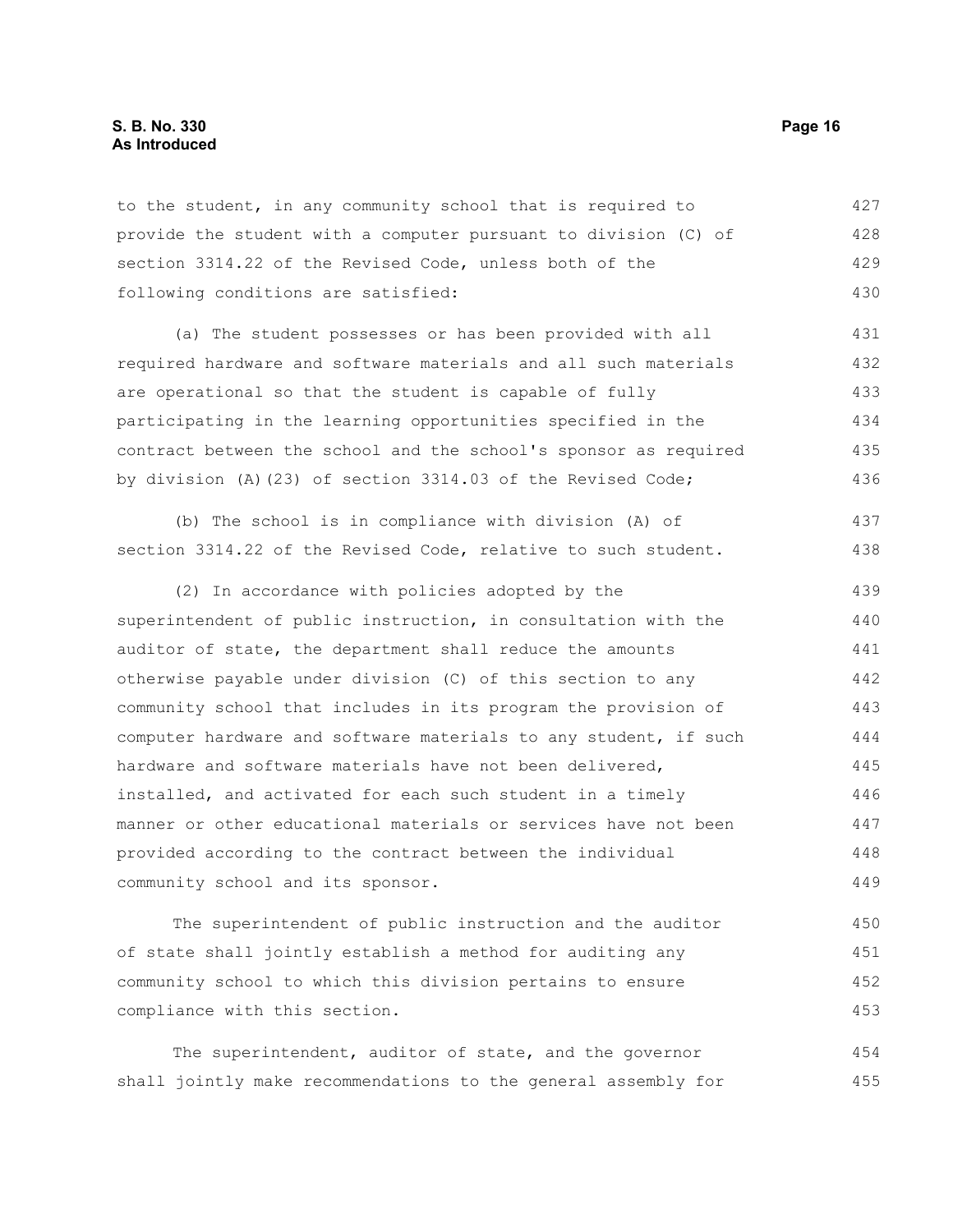to the student, in any community school that is required to provide the student with a computer pursuant to division (C) of section 3314.22 of the Revised Code, unless both of the following conditions are satisfied:

(a) The student possesses or has been provided with all required hardware and software materials and all such materials are operational so that the student is capable of fully participating in the learning opportunities specified in the contract between the school and the school's sponsor as required by division (A)(23) of section 3314.03 of the Revised Code;

(b) The school is in compliance with division (A) of section 3314.22 of the Revised Code, relative to such student.

(2) In accordance with policies adopted by the superintendent of public instruction, in consultation with the auditor of state, the department shall reduce the amounts otherwise payable under division (C) of this section to any community school that includes in its program the provision of computer hardware and software materials to any student, if such hardware and software materials have not been delivered, installed, and activated for each such student in a timely manner or other educational materials or services have not been provided according to the contract between the individual community school and its sponsor.

The superintendent of public instruction and the auditor of state shall jointly establish a method for auditing any community school to which this division pertains to ensure compliance with this section.

The superintendent, auditor of state, and the governor shall jointly make recommendations to the general assembly for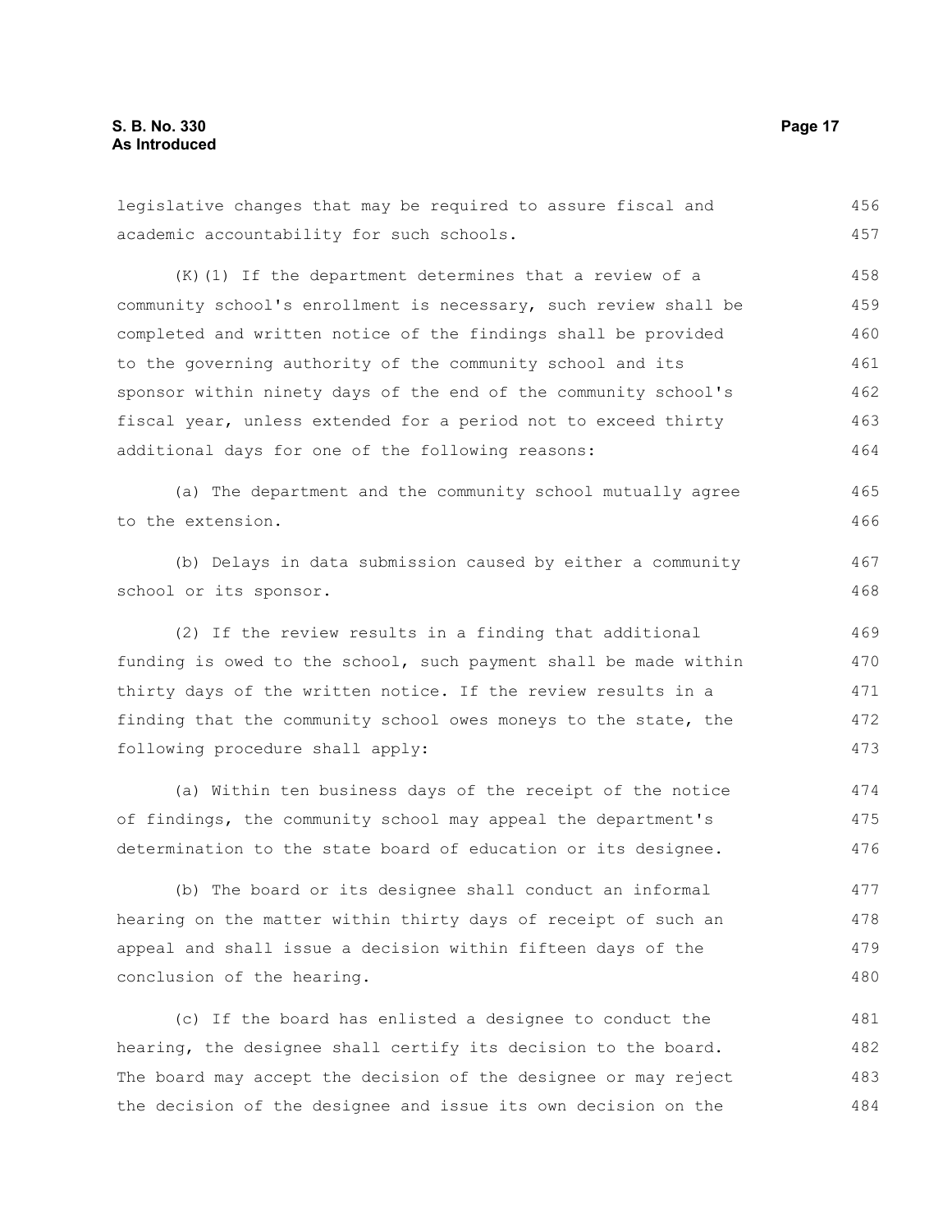legislative changes that may be required to assure fiscal and academic accountability for such schools.

(K)(1) If the department determines that a review of a community school's enrollment is necessary, such review shall be completed and written notice of the findings shall be provided to the governing authority of the community school and its sponsor within ninety days of the end of the community school's fiscal year, unless extended for a period not to exceed thirty additional days for one of the following reasons:

(a) The department and the community school mutually agree to the extension.

(b) Delays in data submission caused by either a community school or its sponsor.

(2) If the review results in a finding that additional funding is owed to the school, such payment shall be made within thirty days of the written notice. If the review results in a finding that the community school owes moneys to the state, the following procedure shall apply:

(a) Within ten business days of the receipt of the notice of findings, the community school may appeal the department's determination to the state board of education or its designee.

(b) The board or its designee shall conduct an informal hearing on the matter within thirty days of receipt of such an appeal and shall issue a decision within fifteen days of the conclusion of the hearing.

(c) If the board has enlisted a designee to conduct the hearing, the designee shall certify its decision to the board. The board may accept the decision of the designee or may reject the decision of the designee and issue its own decision on the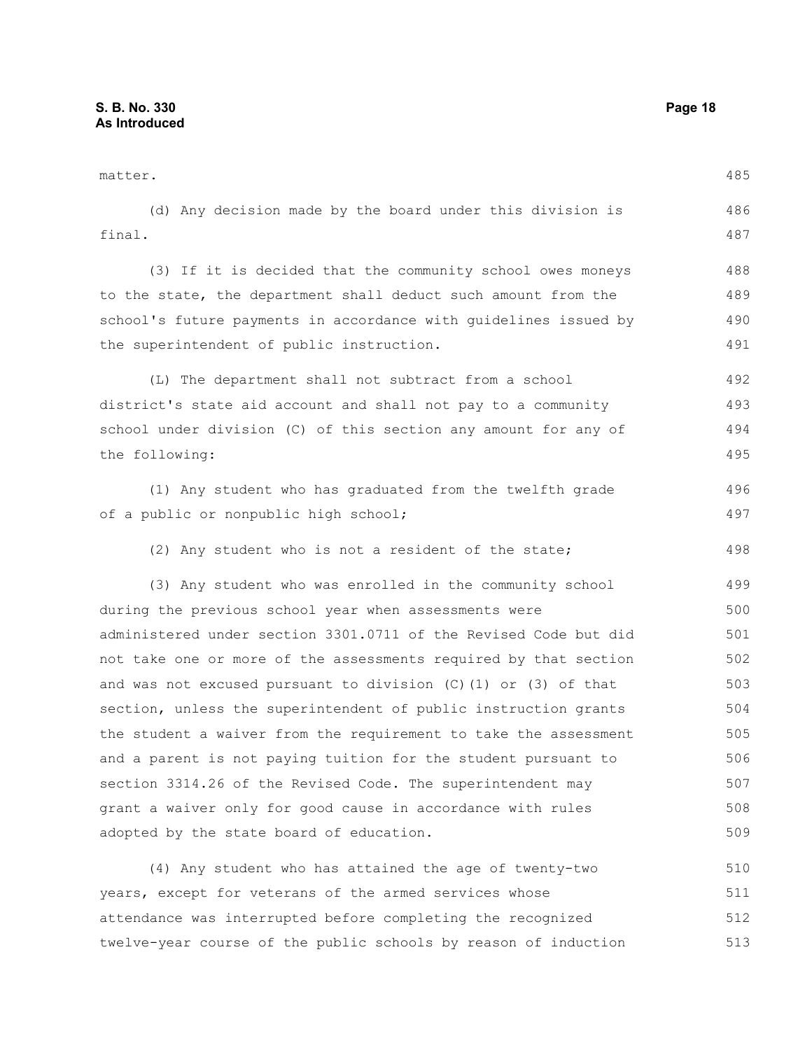matter.

(d) Any decision made by the board under this division is final.

(3) If it is decided that the community school owes moneys to the state, the department shall deduct such amount from the school's future payments in accordance with guidelines issued by the superintendent of public instruction.

(L) The department shall not subtract from a school district's state aid account and shall not pay to a community school under division (C) of this section any amount for any of the following:

(1) Any student who has graduated from the twelfth grade of a public or nonpublic high school;

(2) Any student who is not a resident of the state;

(3) Any student who was enrolled in the community school during the previous school year when assessments were administered under section 3301.0711 of the Revised Code but did not take one or more of the assessments required by that section and was not excused pursuant to division (C)(1) or (3) of that section, unless the superintendent of public instruction grants the student a waiver from the requirement to take the assessment and a parent is not paying tuition for the student pursuant to section 3314.26 of the Revised Code. The superintendent may grant a waiver only for good cause in accordance with rules adopted by the state board of education.

(4) Any student who has attained the age of twenty-two years, except for veterans of the armed services whose attendance was interrupted before completing the recognized twelve-year course of the public schools by reason of induction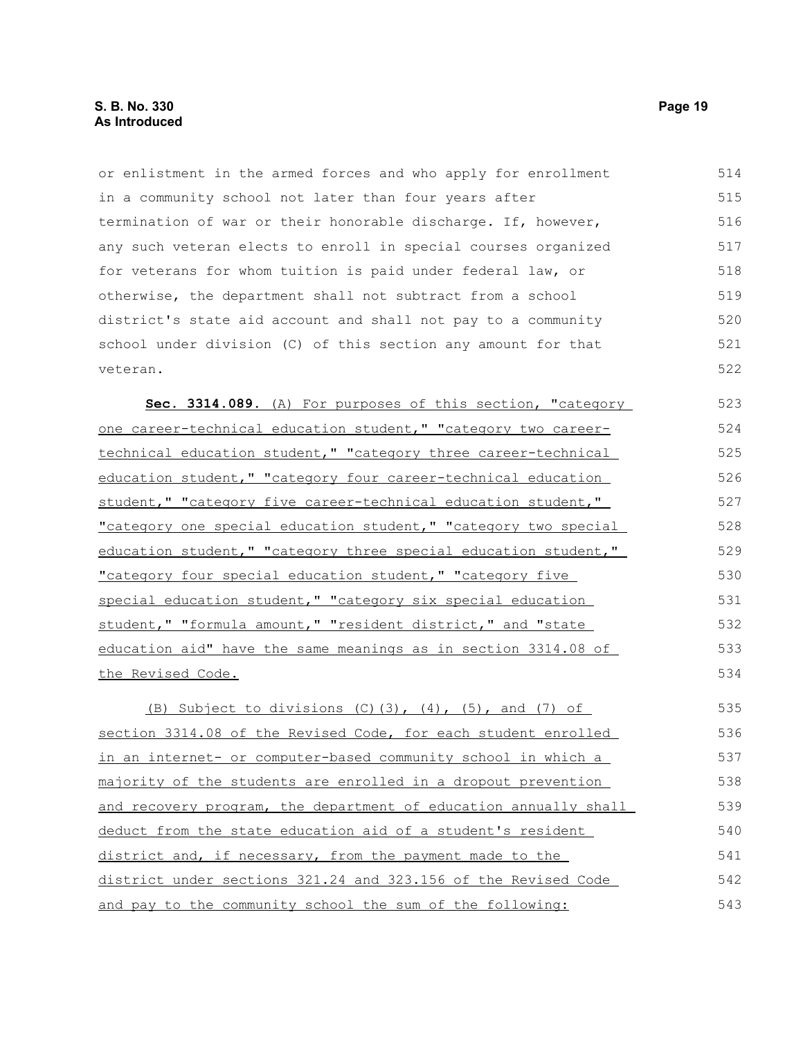or enlistment in the armed forces and who apply for enrollment in a community school not later than four years after termination of war or their honorable discharge. If, however, any such veteran elects to enroll in special courses organized for veterans for whom tuition is paid under federal law, or otherwise, the department shall not subtract from a school district's state aid account and shall not pay to a community school under division (C) of this section any amount for that veteran.

**Sec. 3314.089.** (A) For purposes of this section, "category one career-technical education student," "category two career-technical education student," "category three career-technical education student," "category four career-technical education student," "category five career-technical education student," "category one special education student," "category two special education student," "category three special education student," "category four special education student," "category five special education student," "category six special education student," "formula amount," "resident district," and "state education aid" have the same meanings as in section 3314.08 of the Revised Code.

(B) Subject to divisions (C)(3), (4), (5), and (7) of section 3314.08 of the Revised Code, for each student enrolled in an internet- or computer-based community school in which a majority of the students are enrolled in a dropout prevention and recovery program, the department of education annually shall deduct from the state education aid of a student's resident district and, if necessary, from the payment made to the district under sections 321.24 and 323.156 of the Revised Code and pay to the community school the sum of the following: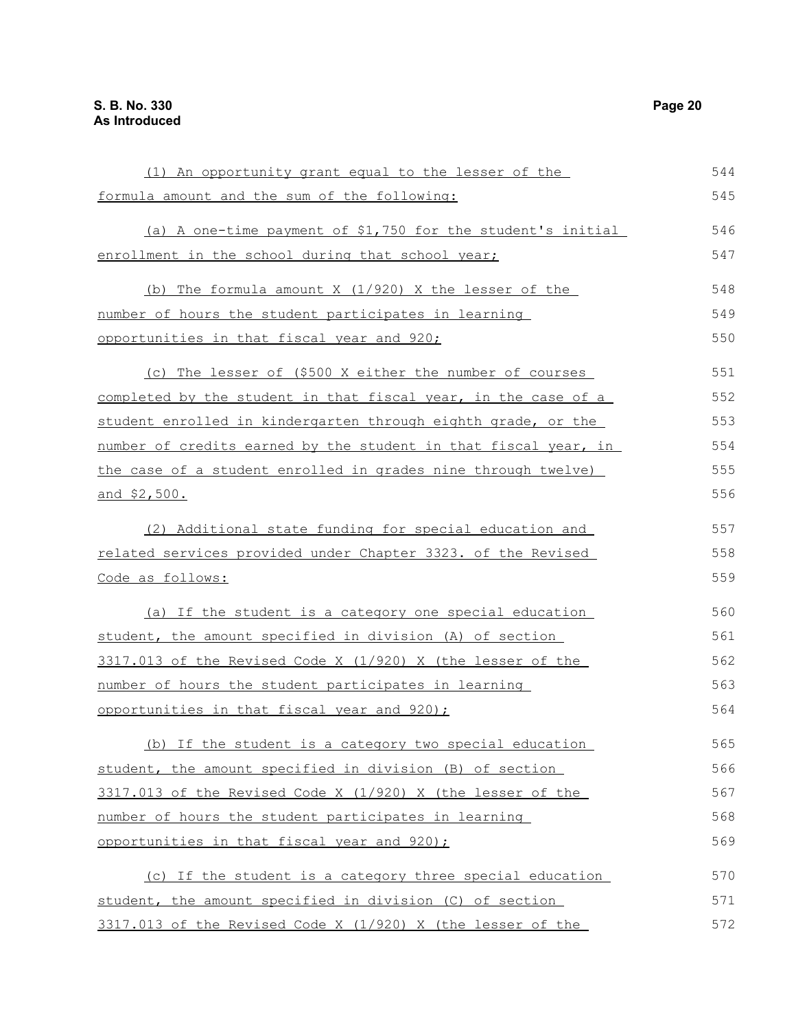(1) An opportunity grant equal to the lesser of the formula amount and the sum of the following:

(a) A one-time payment of $1,750 for the student's initial enrollment in the school during that school year;

(b) The formula amount X (1/920) X the lesser of the number of hours the student participates in learning opportunities in that fiscal year and 920;

(c) The lesser of ($500 X either the number of courses completed by the student in that fiscal year, in the case of a student enrolled in kindergarten through eighth grade, or the number of credits earned by the student in that fiscal year, in the case of a student enrolled in grades nine through twelve) and $2,500.

(2) Additional state funding for special education and related services provided under Chapter 3323. of the Revised Code as follows:

(a) If the student is a category one special education student, the amount specified in division (A) of section 3317.013 of the Revised Code X (1/920) X (the lesser of the number of hours the student participates in learning opportunities in that fiscal year and 920);

(b) If the student is a category two special education student, the amount specified in division (B) of section 3317.013 of the Revised Code X (1/920) X (the lesser of the number of hours the student participates in learning opportunities in that fiscal year and 920);

(c) If the student is a category three special education student, the amount specified in division (C) of section 3317.013 of the Revised Code X (1/920) X (the lesser of the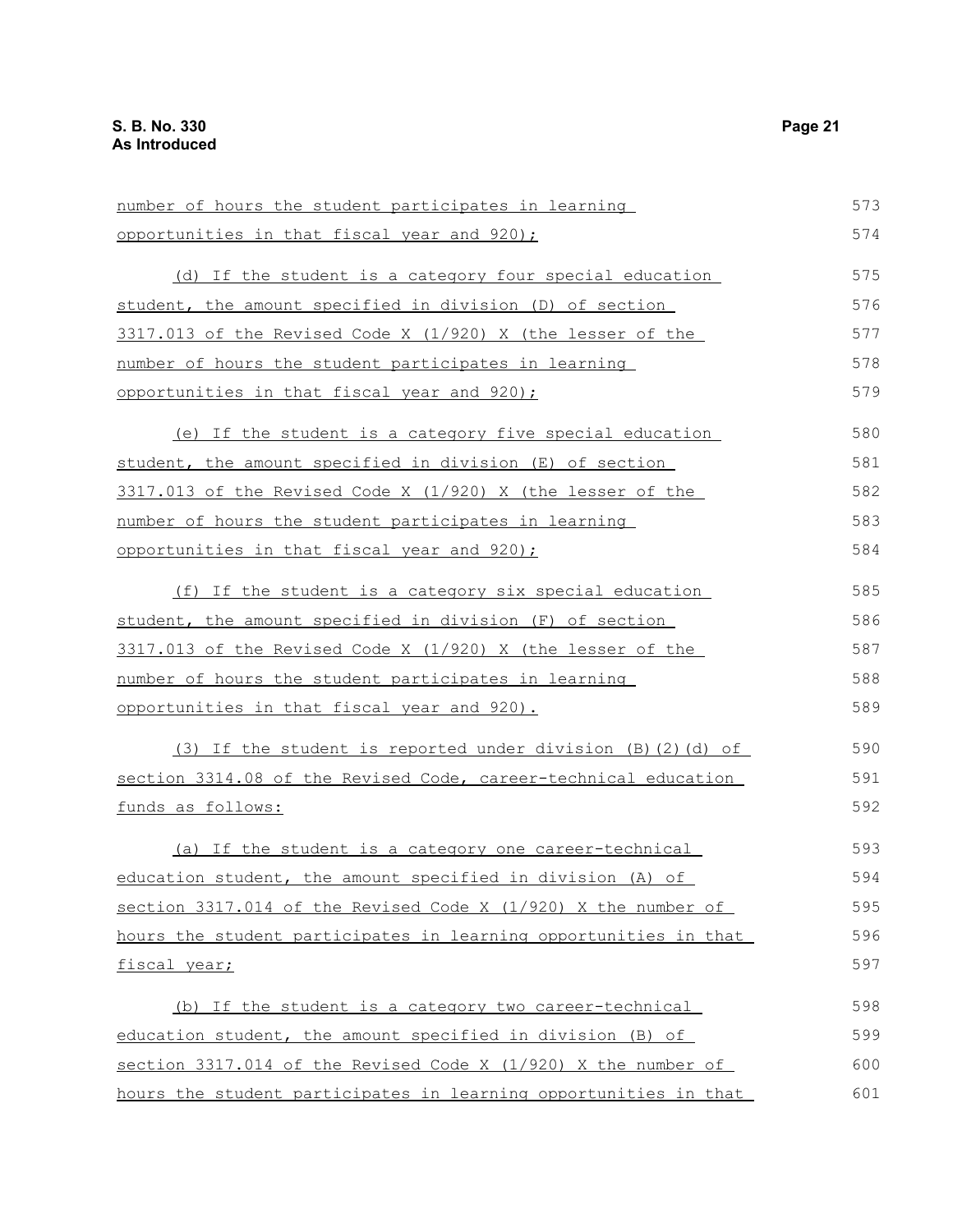number of hours the student participates in learning opportunities in that fiscal year and 920);

(d) If the student is a category four special education student, the amount specified in division (D) of section 3317.013 of the Revised Code X (1/920) X (the lesser of the number of hours the student participates in learning opportunities in that fiscal year and 920);

(e) If the student is a category five special education student, the amount specified in division (E) of section 3317.013 of the Revised Code X (1/920) X (the lesser of the number of hours the student participates in learning opportunities in that fiscal year and 920);

(f) If the student is a category six special education student, the amount specified in division (F) of section 3317.013 of the Revised Code X (1/920) X (the lesser of the number of hours the student participates in learning opportunities in that fiscal year and 920).

(3) If the student is reported under division (B)(2)(d) of section 3314.08 of the Revised Code, career-technical education funds as follows:

(a) If the student is a category one career-technical education student, the amount specified in division (A) of section 3317.014 of the Revised Code X (1/920) X the number of hours the student participates in learning opportunities in that fiscal year;

(b) If the student is a category two career-technical education student, the amount specified in division (B) of section 3317.014 of the Revised Code X (1/920) X the number of hours the student participates in learning opportunities in that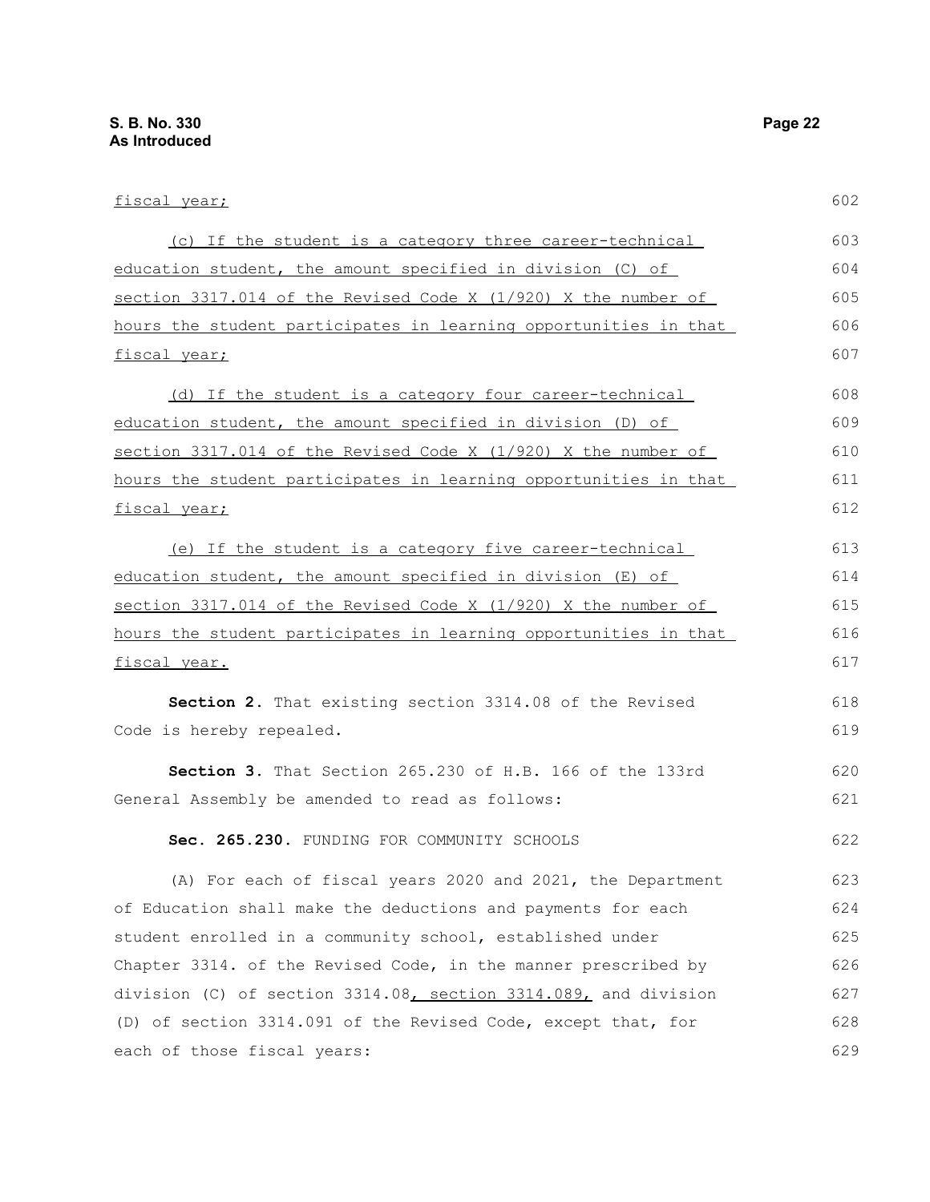fiscal year;

(c) If the student is a category three career-technical education student, the amount specified in division (C) of section 3317.014 of the Revised Code X (1/920) X the number of hours the student participates in learning opportunities in that fiscal year;

(d) If the student is a category four career-technical education student, the amount specified in division (D) of section 3317.014 of the Revised Code X (1/920) X the number of hours the student participates in learning opportunities in that fiscal year;

(e) If the student is a category five career-technical education student, the amount specified in division (E) of section 3317.014 of the Revised Code X (1/920) X the number of hours the student participates in learning opportunities in that fiscal year.

**Section 2.** That existing section 3314.08 of the Revised Code is hereby repealed.

**Section 3.** That Section 265.230 of H.B. 166 of the 133rd General Assembly be amended to read as follows:

**Sec. 265.230.** FUNDING FOR COMMUNITY SCHOOLS

(A) For each of fiscal years 2020 and 2021, the Department of Education shall make the deductions and payments for each student enrolled in a community school, established under Chapter 3314. of the Revised Code, in the manner prescribed by division (C) of section 3314.08, section 3314.089, and division (D) of section 3314.091 of the Revised Code, except that, for each of those fiscal years: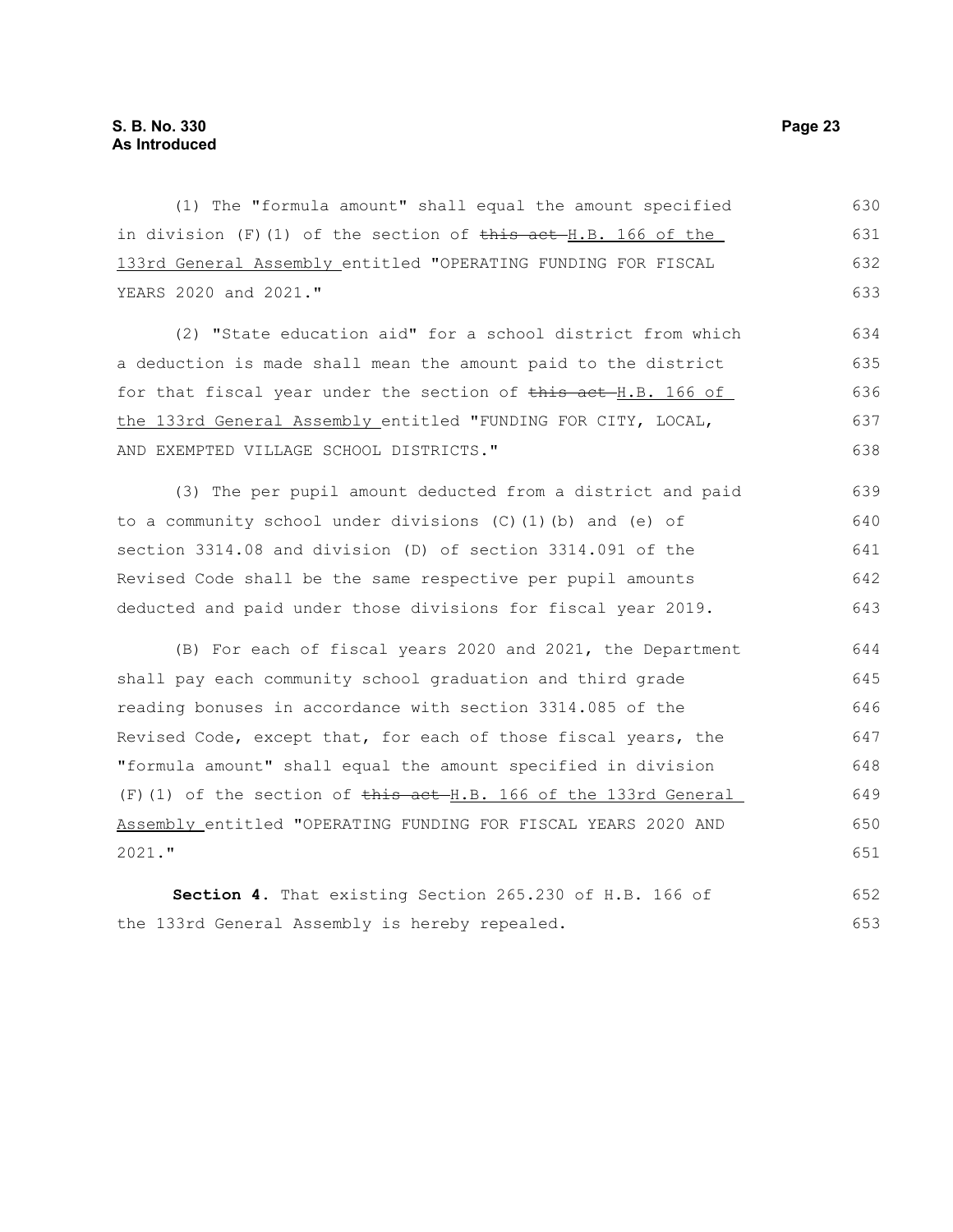(1) The "formula amount" shall equal the amount specified in division (F)(1) of the section of ~~this act~~ H.B. 166 of the 133rd General Assembly entitled "OPERATING FUNDING FOR FISCAL YEARS 2020 and 2021."

(2) "State education aid" for a school district from which a deduction is made shall mean the amount paid to the district for that fiscal year under the section of ~~this act~~ H.B. 166 of the 133rd General Assembly entitled "FUNDING FOR CITY, LOCAL, AND EXEMPTED VILLAGE SCHOOL DISTRICTS."

(3) The per pupil amount deducted from a district and paid to a community school under divisions (C)(1)(b) and (e) of section 3314.08 and division (D) of section 3314.091 of the Revised Code shall be the same respective per pupil amounts deducted and paid under those divisions for fiscal year 2019.

(B) For each of fiscal years 2020 and 2021, the Department shall pay each community school graduation and third grade reading bonuses in accordance with section 3314.085 of the Revised Code, except that, for each of those fiscal years, the "formula amount" shall equal the amount specified in division (F)(1) of the section of ~~this act~~ H.B. 166 of the 133rd General Assembly entitled "OPERATING FUNDING FOR FISCAL YEARS 2020 AND 2021."

**Section 4.** That existing Section 265.230 of H.B. 166 of the 133rd General Assembly is hereby repealed.